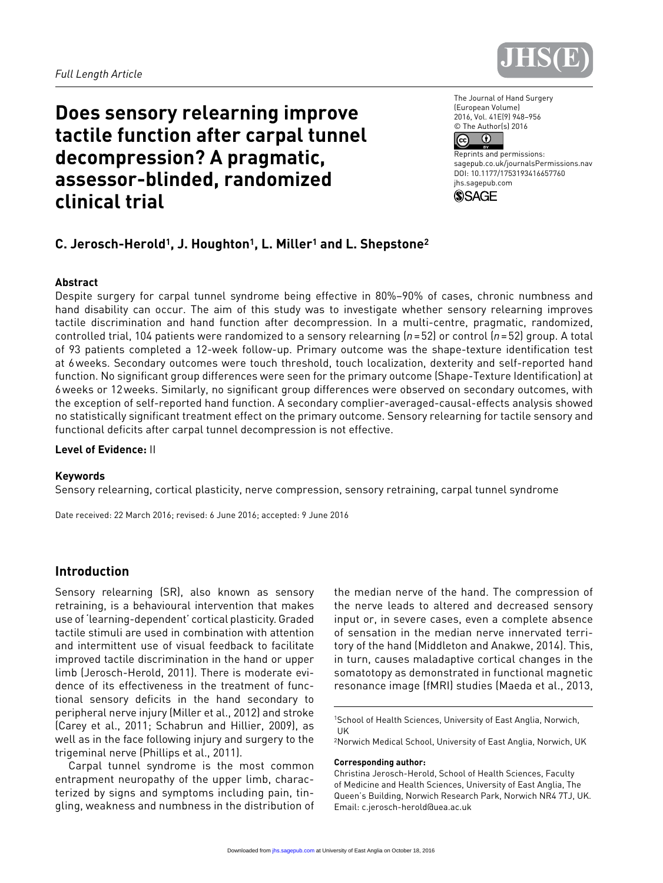*Full Length Article*

# Does sensory relearning improve tactile function after carpal tunnel decompression? A pragmatic, assessor-blinded, randomized clinical trial

The Journal of Hand Surgery (European Volume) 2016, Vol. 41E(9) 948–956 © The Author(s) 2016
Reprints and permissions: sagepub.co.uk/journalsPermissions.nav
DOI: 10.1177/1753193416657760
jhs.sagepub.com

**C. Jerosch-Herold[1], J. Houghton[1], L. Miller[1] and L. Shepstone[2]**

### Abstract

Despite surgery for carpal tunnel syndrome being effective in 80%–90% of cases, chronic numbness and hand disability can occur. The aim of this study was to investigate whether sensory relearning improves tactile discrimination and hand function after decompression. In a multi-centre, pragmatic, randomized, controlled trial, 104 patients were randomized to a sensory relearning ($n = 52$) or control ($n = 52$) group. A total of 93 patients completed a 12-week follow-up. Primary outcome was the shape-texture identification test at 6 weeks. Secondary outcomes were touch threshold, touch localization, dexterity and self-reported hand function. No significant group differences were seen for the primary outcome (Shape-Texture Identification) at 6 weeks or 12 weeks. Similarly, no significant group differences were observed on secondary outcomes, with the exception of self-reported hand function. A secondary complier-averaged-causal-effects analysis showed no statistically significant treatment effect on the primary outcome. Sensory relearning for tactile sensory and functional deficits after carpal tunnel decompression is not effective.

**Level of Evidence:** II

### Keywords

Sensory relearning, cortical plasticity, nerve compression, sensory retraining, carpal tunnel syndrome

Date received: 22 March 2016; revised: 6 June 2016; accepted: 9 June 2016

## Introduction

Sensory relearning (SR), also known as sensory retraining, is a behavioural intervention that makes use of 'learning-dependent' cortical plasticity. Graded tactile stimuli are used in combination with attention and intermittent use of visual feedback to facilitate improved tactile discrimination in the hand or upper limb (Jerosch-Herold, 2011). There is moderate evidence of its effectiveness in the treatment of functional sensory deficits in the hand secondary to peripheral nerve injury (Miller et al., 2012) and stroke (Carey et al., 2011; Schabrun and Hillier, 2009), as well as in the face following injury and surgery to the trigeminal nerve (Phillips et al., 2011).

Carpal tunnel syndrome is the most common entrapment neuropathy of the upper limb, characterized by signs and symptoms including pain, tingling, weakness and numbness in the distribution of the median nerve of the hand. The compression of the nerve leads to altered and decreased sensory input or, in severe cases, even a complete absence of sensation in the median nerve innervated territory of the hand (Middleton and Anakwe, 2014). This, in turn, causes maladaptive cortical changes in the somatotopy as demonstrated in functional magnetic resonance image (fMRI) studies (Maeda et al., 2013,

[1]School of Health Sciences, University of East Anglia, Norwich, UK

[2]Norwich Medical School, University of East Anglia, Norwich, UK

**Corresponding author:**
Christina Jerosch-Herold, School of Health Sciences, Faculty of Medicine and Health Sciences, University of East Anglia, The Queen's Building, Norwich Research Park, Norwich NR4 7TJ, UK.
Email: c.jerosch-herold@uea.ac.uk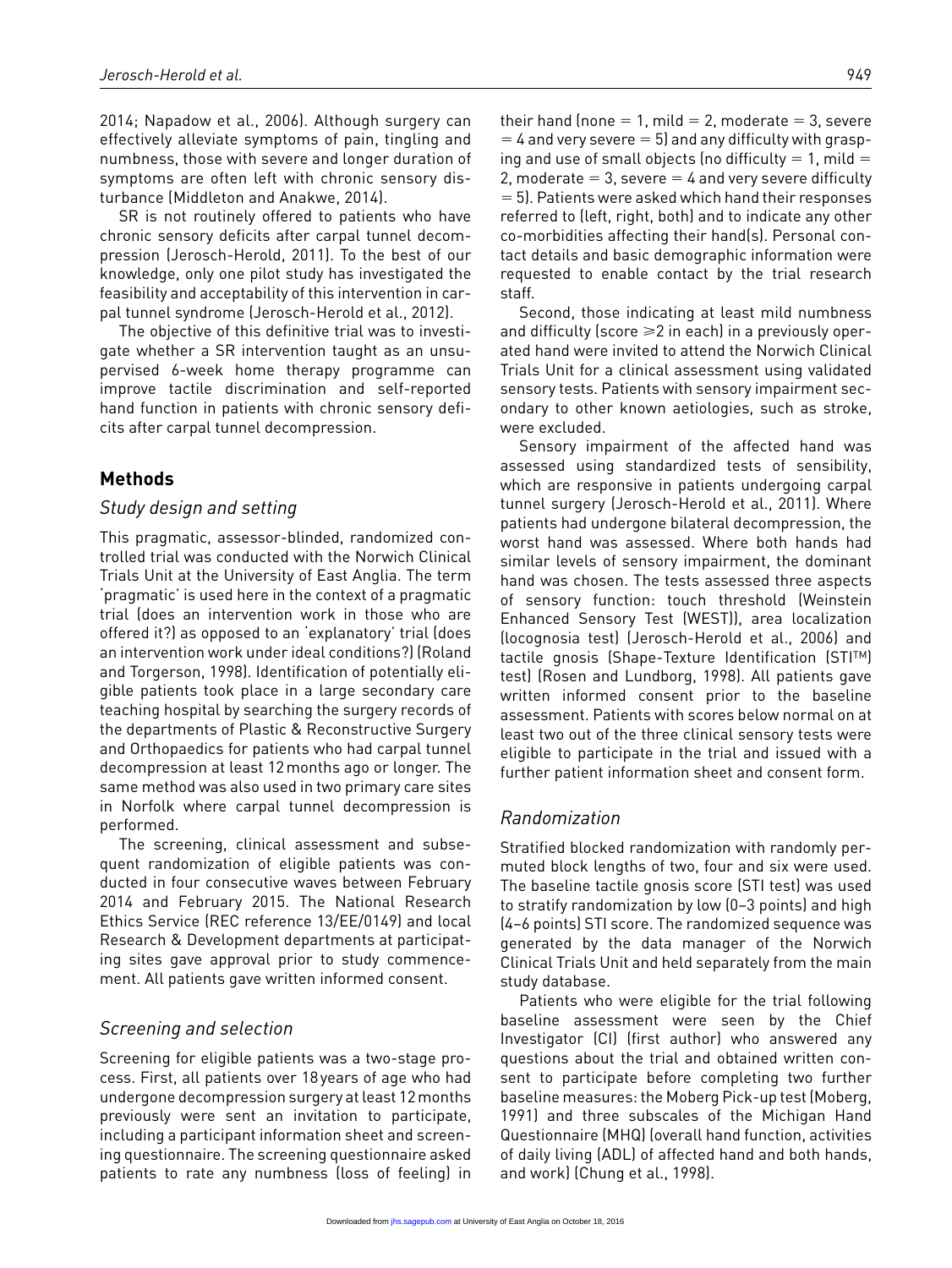2014; Napadow et al., 2006). Although surgery can effectively alleviate symptoms of pain, tingling and numbness, those with severe and longer duration of symptoms are often left with chronic sensory disturbance (Middleton and Anakwe, 2014).

SR is not routinely offered to patients who have chronic sensory deficits after carpal tunnel decompression (Jerosch-Herold, 2011). To the best of our knowledge, only one pilot study has investigated the feasibility and acceptability of this intervention in carpal tunnel syndrome (Jerosch-Herold et al., 2012).

The objective of this definitive trial was to investigate whether a SR intervention taught as an unsupervised 6-week home therapy programme can improve tactile discrimination and self-reported hand function in patients with chronic sensory deficits after carpal tunnel decompression.

## Methods

### Study design and setting

This pragmatic, assessor-blinded, randomized controlled trial was conducted with the Norwich Clinical Trials Unit at the University of East Anglia. The term 'pragmatic' is used here in the context of a pragmatic trial (does an intervention work in those who are offered it?) as opposed to an 'explanatory' trial (does an intervention work under ideal conditions?) (Roland and Torgerson, 1998). Identification of potentially eligible patients took place in a large secondary care teaching hospital by searching the surgery records of the departments of Plastic & Reconstructive Surgery and Orthopaedics for patients who had carpal tunnel decompression at least 12 months ago or longer. The same method was also used in two primary care sites in Norfolk where carpal tunnel decompression is performed.

The screening, clinical assessment and subsequent randomization of eligible patients was conducted in four consecutive waves between February 2014 and February 2015. The National Research Ethics Service (REC reference 13/EE/0149) and local Research & Development departments at participating sites gave approval prior to study commencement. All patients gave written informed consent.

### Screening and selection

Screening for eligible patients was a two-stage process. First, all patients over 18 years of age who had undergone decompression surgery at least 12 months previously were sent an invitation to participate, including a participant information sheet and screening questionnaire. The screening questionnaire asked patients to rate any numbness (loss of feeling) in their hand (none = 1, mild = 2, moderate = 3, severe = 4 and very severe = 5) and any difficulty with grasping and use of small objects (no difficulty = 1, mild = 2, moderate = 3, severe = 4 and very severe difficulty = 5). Patients were asked which hand their responses referred to (left, right, both) and to indicate any other co-morbidities affecting their hand(s). Personal contact details and basic demographic information were requested to enable contact by the trial research staff.

Second, those indicating at least mild numbness and difficulty (score $\geqslant 2$ in each) in a previously operated hand were invited to attend the Norwich Clinical Trials Unit for a clinical assessment using validated sensory tests. Patients with sensory impairment secondary to other known aetiologies, such as stroke, were excluded.

Sensory impairment of the affected hand was assessed using standardized tests of sensibility, which are responsive in patients undergoing carpal tunnel surgery (Jerosch-Herold et al., 2011). Where patients had undergone bilateral decompression, the worst hand was assessed. Where both hands had similar levels of sensory impairment, the dominant hand was chosen. The tests assessed three aspects of sensory function: touch threshold (Weinstein Enhanced Sensory Test (WEST)), area localization (locognosia test) (Jerosch-Herold et al., 2006) and tactile gnosis (Shape-Texture Identification (STI™) test) (Rosen and Lundborg, 1998). All patients gave written informed consent prior to the baseline assessment. Patients with scores below normal on at least two out of the three clinical sensory tests were eligible to participate in the trial and issued with a further patient information sheet and consent form.

### Randomization

Stratified blocked randomization with randomly permuted block lengths of two, four and six were used. The baseline tactile gnosis score (STI test) was used to stratify randomization by low (0–3 points) and high (4–6 points) STI score. The randomized sequence was generated by the data manager of the Norwich Clinical Trials Unit and held separately from the main study database.

Patients who were eligible for the trial following baseline assessment were seen by the Chief Investigator (CI) (first author) who answered any questions about the trial and obtained written consent to participate before completing two further baseline measures: the Moberg Pick-up test (Moberg, 1991) and three subscales of the Michigan Hand Questionnaire (MHQ) (overall hand function, activities of daily living (ADL) of affected hand and both hands, and work) (Chung et al., 1998).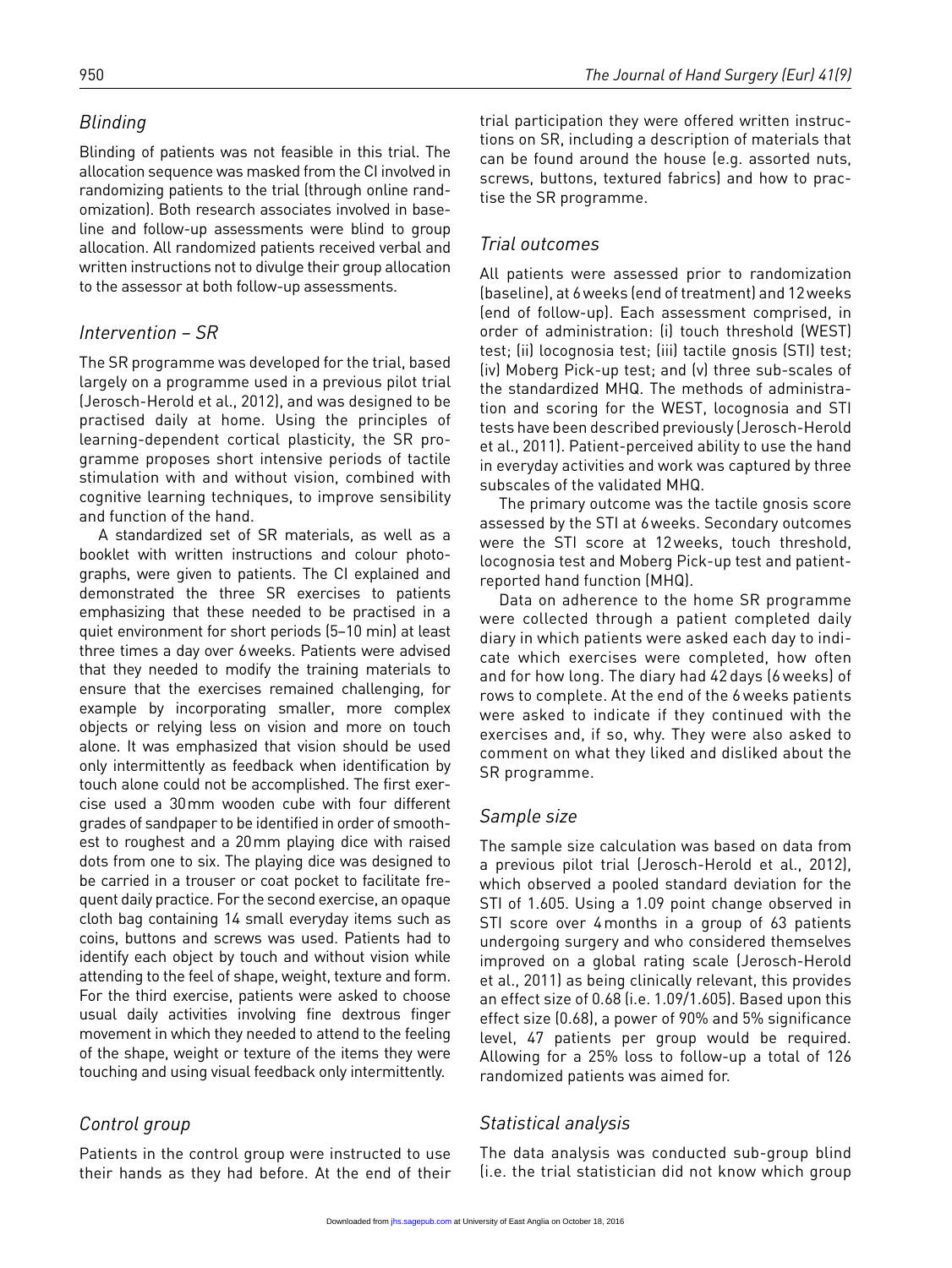### *Blinding*

Blinding of patients was not feasible in this trial. The allocation sequence was masked from the CI involved in randomizing patients to the trial (through online randomization). Both research associates involved in baseline and follow-up assessments were blind to group allocation. All randomized patients received verbal and written instructions not to divulge their group allocation to the assessor at both follow-up assessments.

### *Intervention – SR*

The SR programme was developed for the trial, based largely on a programme used in a previous pilot trial (Jerosch-Herold et al., 2012), and was designed to be practised daily at home. Using the principles of learning-dependent cortical plasticity, the SR programme proposes short intensive periods of tactile stimulation with and without vision, combined with cognitive learning techniques, to improve sensibility and function of the hand.

A standardized set of SR materials, as well as a booklet with written instructions and colour photographs, were given to patients. The CI explained and demonstrated the three SR exercises to patients emphasizing that these needed to be practised in a quiet environment for short periods (5–10 min) at least three times a day over 6 weeks. Patients were advised that they needed to modify the training materials to ensure that the exercises remained challenging, for example by incorporating smaller, more complex objects or relying less on vision and more on touch alone. It was emphasized that vision should be used only intermittently as feedback when identification by touch alone could not be accomplished. The first exercise used a 30 mm wooden cube with four different grades of sandpaper to be identified in order of smoothest to roughest and a 20 mm playing dice with raised dots from one to six. The playing dice was designed to be carried in a trouser or coat pocket to facilitate frequent daily practice. For the second exercise, an opaque cloth bag containing 14 small everyday items such as coins, buttons and screws was used. Patients had to identify each object by touch and without vision while attending to the feel of shape, weight, texture and form. For the third exercise, patients were asked to choose usual daily activities involving fine dextrous finger movement in which they needed to attend to the feeling of the shape, weight or texture of the items they were touching and using visual feedback only intermittently.

### *Control group*

Patients in the control group were instructed to use their hands as they had before. At the end of their trial participation they were offered written instructions on SR, including a description of materials that can be found around the house (e.g. assorted nuts, screws, buttons, textured fabrics) and how to practise the SR programme.

### *Trial outcomes*

All patients were assessed prior to randomization (baseline), at 6 weeks (end of treatment) and 12 weeks (end of follow-up). Each assessment comprised, in order of administration: (i) touch threshold (WEST) test; (ii) locognosia test; (iii) tactile gnosis (STI) test; (iv) Moberg Pick-up test; and (v) three sub-scales of the standardized MHQ. The methods of administration and scoring for the WEST, locognosia and STI tests have been described previously (Jerosch-Herold et al., 2011). Patient-perceived ability to use the hand in everyday activities and work was captured by three subscales of the validated MHQ.

The primary outcome was the tactile gnosis score assessed by the STI at 6 weeks. Secondary outcomes were the STI score at 12 weeks, touch threshold, locognosia test and Moberg Pick-up test and patient-reported hand function (MHQ).

Data on adherence to the home SR programme were collected through a patient completed daily diary in which patients were asked each day to indicate which exercises were completed, how often and for how long. The diary had 42 days (6 weeks) of rows to complete. At the end of the 6 weeks patients were asked to indicate if they continued with the exercises and, if so, why. They were also asked to comment on what they liked and disliked about the SR programme.

### *Sample size*

The sample size calculation was based on data from a previous pilot trial (Jerosch-Herold et al., 2012), which observed a pooled standard deviation for the STI of 1.605. Using a 1.09 point change observed in STI score over 4 months in a group of 63 patients undergoing surgery and who considered themselves improved on a global rating scale (Jerosch-Herold et al., 2011) as being clinically relevant, this provides an effect size of 0.68 (i.e. 1.09/1.605). Based upon this effect size (0.68), a power of 90% and 5% significance level, 47 patients per group would be required. Allowing for a 25% loss to follow-up a total of 126 randomized patients was aimed for.

### *Statistical analysis*

The data analysis was conducted sub-group blind (i.e. the trial statistician did not know which group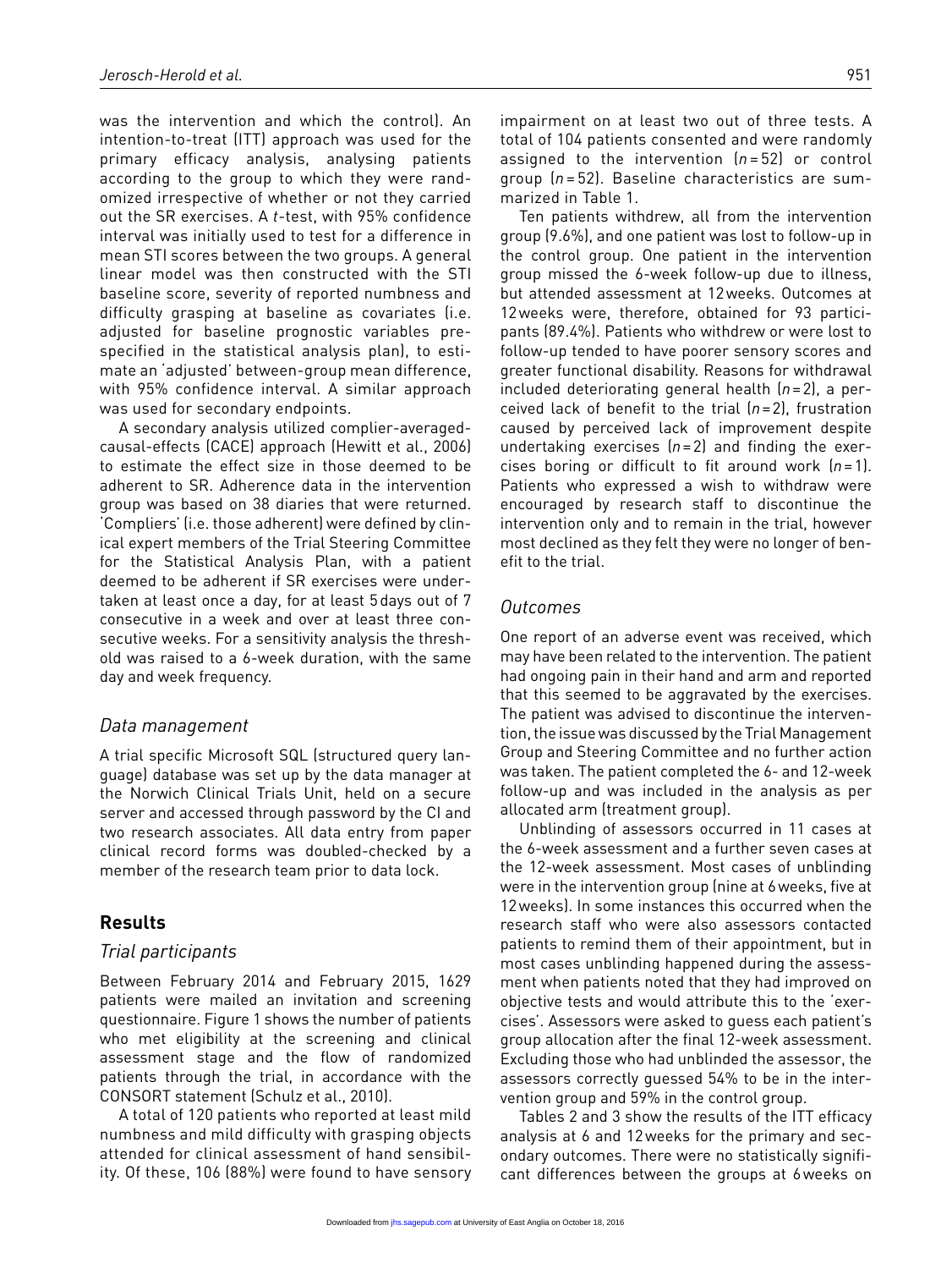was the intervention and which the control). An intention-to-treat (ITT) approach was used for the primary efficacy analysis, analysing patients according to the group to which they were randomized irrespective of whether or not they carried out the SR exercises. A *t*-test, with 95% confidence interval was initially used to test for a difference in mean STI scores between the two groups. A general linear model was then constructed with the STI baseline score, severity of reported numbness and difficulty grasping at baseline as covariates (i.e. adjusted for baseline prognostic variables prespecified in the statistical analysis plan), to estimate an 'adjusted' between-group mean difference, with 95% confidence interval. A similar approach was used for secondary endpoints.

A secondary analysis utilized complier-averaged-causal-effects (CACE) approach (Hewitt et al., 2006) to estimate the effect size in those deemed to be adherent to SR. Adherence data in the intervention group was based on 38 diaries that were returned. 'Compliers' (i.e. those adherent) were defined by clinical expert members of the Trial Steering Committee for the Statistical Analysis Plan, with a patient deemed to be adherent if SR exercises were undertaken at least once a day, for at least 5 days out of 7 consecutive in a week and over at least three consecutive weeks. For a sensitivity analysis the threshold was raised to a 6-week duration, with the same day and week frequency.

### *Data management*

A trial specific Microsoft SQL (structured query language) database was set up by the data manager at the Norwich Clinical Trials Unit, held on a secure server and accessed through password by the CI and two research associates. All data entry from paper clinical record forms was doubled-checked by a member of the research team prior to data lock.

## Results

### *Trial participants*

Between February 2014 and February 2015, 1629 patients were mailed an invitation and screening questionnaire. Figure 1 shows the number of patients who met eligibility at the screening and clinical assessment stage and the flow of randomized patients through the trial, in accordance with the CONSORT statement (Schulz et al., 2010).

A total of 120 patients who reported at least mild numbness and mild difficulty with grasping objects attended for clinical assessment of hand sensibility. Of these, 106 (88%) were found to have sensory impairment on at least two out of three tests. A total of 104 patients consented and were randomly assigned to the intervention ($n = 52$) or control group ($n = 52$). Baseline characteristics are summarized in Table 1.

Ten patients withdrew, all from the intervention group (9.6%), and one patient was lost to follow-up in the control group. One patient in the intervention group missed the 6-week follow-up due to illness, but attended assessment at 12 weeks. Outcomes at 12 weeks were, therefore, obtained for 93 participants (89.4%). Patients who withdrew or were lost to follow-up tended to have poorer sensory scores and greater functional disability. Reasons for withdrawal included deteriorating general health ($n = 2$), a perceived lack of benefit to the trial ($n = 2$), frustration caused by perceived lack of improvement despite undertaking exercises ($n = 2$) and finding the exercises boring or difficult to fit around work ($n = 1$). Patients who expressed a wish to withdraw were encouraged by research staff to discontinue the intervention only and to remain in the trial, however most declined as they felt they were no longer of benefit to the trial.

### *Outcomes*

One report of an adverse event was received, which may have been related to the intervention. The patient had ongoing pain in their hand and arm and reported that this seemed to be aggravated by the exercises. The patient was advised to discontinue the intervention, the issue was discussed by the Trial Management Group and Steering Committee and no further action was taken. The patient completed the 6- and 12-week follow-up and was included in the analysis as per allocated arm (treatment group).

Unblinding of assessors occurred in 11 cases at the 6-week assessment and a further seven cases at the 12-week assessment. Most cases of unblinding were in the intervention group (nine at 6 weeks, five at 12 weeks). In some instances this occurred when the research staff who were also assessors contacted patients to remind them of their appointment, but in most cases unblinding happened during the assessment when patients noted that they had improved on objective tests and would attribute this to the 'exercises'. Assessors were asked to guess each patient's group allocation after the final 12-week assessment. Excluding those who had unblinded the assessor, the assessors correctly guessed 54% to be in the intervention group and 59% in the control group.

Tables 2 and 3 show the results of the ITT efficacy analysis at 6 and 12 weeks for the primary and secondary outcomes. There were no statistically significant differences between the groups at 6 weeks on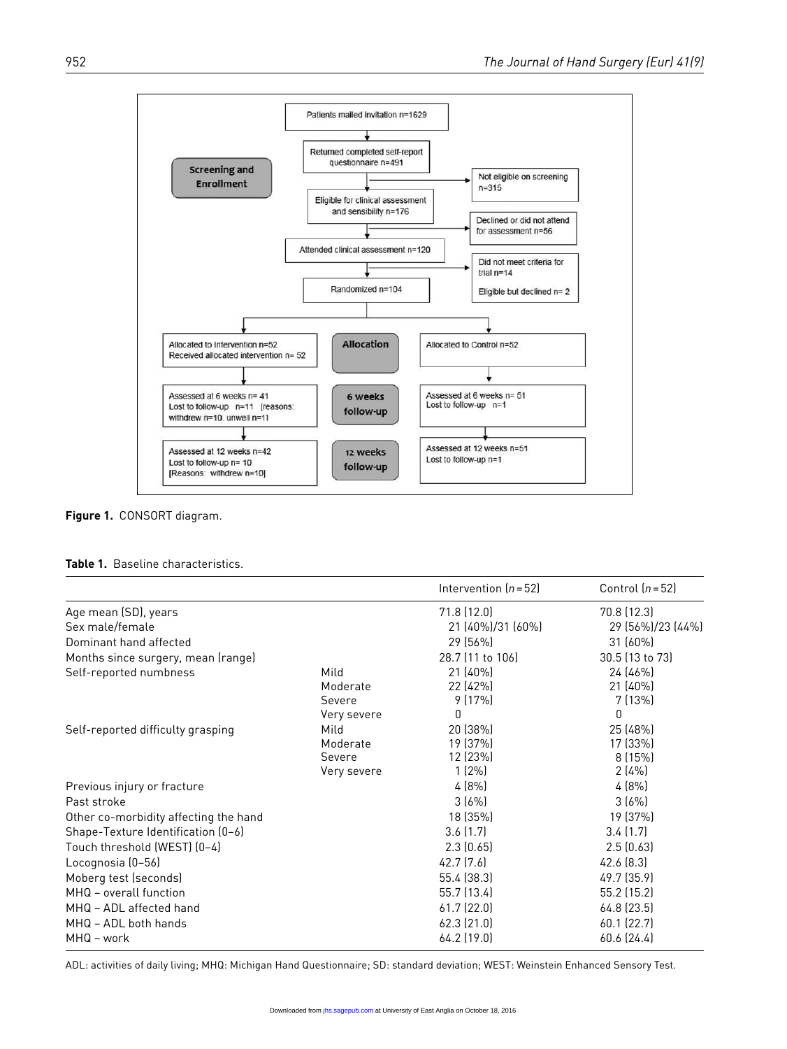Patients mailed invitation n=1629

Returned completed self-report questionnaire n=491

Not eligible on screening n=315

Eligible for clinical assessment and sensibility n=176

Declined or did not attend for assessment n=56

Attended clinical assessment n=120

Did not meet criteria for trial n=14

Eligible but declined n= 2

Randomized n=104

**Screening and Enrollment**

**Allocation**

Allocated to Intervention n=52
Received allocated intervention n= 52

Allocated to Control n=52

**6 weeks follow-up**

Assessed at 6 weeks n= 41
Lost to follow-up n=11 [reasons: withdrew n=10, unwell n=1]

Assessed at 6 weeks n= 51
Lost to follow-up n=1

**12 weeks follow-up**

Assessed at 12 weeks n=42
Lost to follow-up n= 10
[Reasons: withdrew n=10]

Assessed at 12 weeks n=51
Lost to follow-up n=1

**Figure 1.** CONSORT diagram.

**Table 1.** Baseline characteristics.

| | | Intervention (n = 52) | Control (n = 52) |
|---|---|---|---|
| Age mean (SD), years | | 71.8 (12.0) | 70.8 (12.3) |
| Sex male/female | | 21 (40%)/31 (60%) | 29 (56%)/23 (44%) |
| Dominant hand affected | | 29 (56%) | 31 (60%) |
| Months since surgery, mean (range) | | 28.7 (11 to 106) | 30.5 (13 to 73) |
| Self-reported numbness | Mild | 21 (40%) | 24 (46%) |
| | Moderate | 22 (42%) | 21 (40%) |
| | Severe | 9 (17%) | 7 (13%) |
| | Very severe | 0 | 0 |
| Self-reported difficulty grasping | Mild | 20 (38%) | 25 (48%) |
| | Moderate | 19 (37%) | 17 (33%) |
| | Severe | 12 (23%) | 8 (15%) |
| | Very severe | 1 (2%) | 2 (4%) |
| Previous injury or fracture | | 4 (8%) | 4 (8%) |
| Past stroke | | 3 (6%) | 3 (6%) |
| Other co-morbidity affecting the hand | | 18 (35%) | 19 (37%) |
| Shape-Texture Identification (0–6) | | 3.6 (1.7) | 3.4 (1.7) |
| Touch threshold (WEST) (0–4) | | 2.3 (0.65) | 2.5 (0.63) |
| Locognosia (0–56) | | 42.7 (7.6) | 42.6 (8.3) |
| Moberg test (seconds) | | 55.4 (38.3) | 49.7 (35.9) |
| MHQ – overall function | | 55.7 (13.4) | 55.2 (15.2) |
| MHQ – ADL affected hand | | 61.7 (22.0) | 64.8 (23.5) |
| MHQ – ADL both hands | | 62.3 (21.0) | 60.1 (22.7) |
| MHQ – work | | 64.2 (19.0) | 60.6 (24.4) |

ADL: activities of daily living; MHQ: Michigan Hand Questionnaire; SD: standard deviation; WEST: Weinstein Enhanced Sensory Test.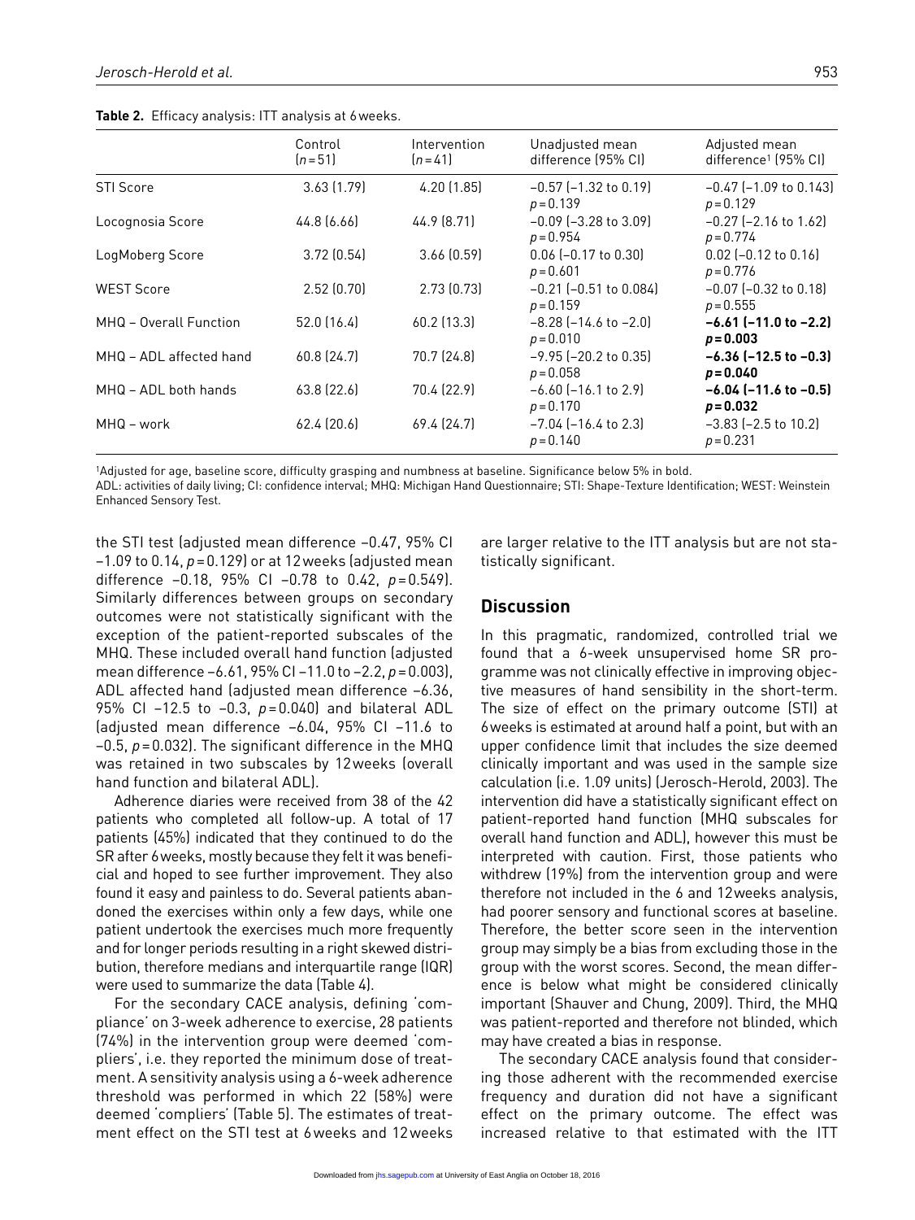**Table 2.** Efficacy analysis: ITT analysis at 6 weeks.

| | Control ($n=51$) | Intervention ($n=41$) | Unadjusted mean difference (95% CI) | Adjusted mean difference[1] (95% CI) |
|---|---|---|---|---|
| STI Score | 3.63 (1.79) | 4.20 (1.85) | −0.57 (−1.32 to 0.19) $p=0.139$ | −0.47 (−1.09 to 0.143) $p=0.129$ |
| Locognosia Score | 44.8 (6.66) | 44.9 (8.71) | −0.09 (−3.28 to 3.09) $p=0.954$ | −0.27 (−2.16 to 1.62) $p=0.774$ |
| LogMoberg Score | 3.72 (0.54) | 3.66 (0.59) | 0.06 (−0.17 to 0.30) $p=0.601$ | 0.02 (−0.12 to 0.16) $p=0.776$ |
| WEST Score | 2.52 (0.70) | 2.73 (0.73) | −0.21 (−0.51 to 0.084) $p=0.159$ | −0.07 (−0.32 to 0.18) $p=0.555$ |
| MHQ – Overall Function | 52.0 (16.4) | 60.2 (13.3) | −8.28 (−14.6 to −2.0) $p=0.010$ | **−6.61 (−11.0 to −2.2) $p=0.003$** |
| MHQ – ADL affected hand | 60.8 (24.7) | 70.7 (24.8) | −9.95 (−20.2 to 0.35) $p=0.058$ | **−6.36 (−12.5 to −0.3) $p=0.040$** |
| MHQ – ADL both hands | 63.8 (22.6) | 70.4 (22.9) | −6.60 (−16.1 to 2.9) $p=0.170$ | **−6.04 (−11.6 to −0.5) $p=0.032$** |
| MHQ – work | 62.4 (20.6) | 69.4 (24.7) | −7.04 (−16.4 to 2.3) $p=0.140$ | −3.83 (−2.5 to 10.2) $p=0.231$ |

[1]Adjusted for age, baseline score, difficulty grasping and numbness at baseline. Significance below 5% in bold.
ADL: activities of daily living; CI: confidence interval; MHQ: Michigan Hand Questionnaire; STI: Shape-Texture Identification; WEST: Weinstein Enhanced Sensory Test.

the STI test (adjusted mean difference −0.47, 95% CI −1.09 to 0.14, $p=0.129$) or at 12 weeks (adjusted mean difference −0.18, 95% CI −0.78 to 0.42, $p=0.549$). Similarly differences between groups on secondary outcomes were not statistically significant with the exception of the patient-reported subscales of the MHQ. These included overall hand function (adjusted mean difference −6.61, 95% CI −11.0 to −2.2, $p=0.003$), ADL affected hand (adjusted mean difference −6.36, 95% CI −12.5 to −0.3, $p=0.040$) and bilateral ADL (adjusted mean difference −6.04, 95% CI −11.6 to −0.5, $p=0.032$). The significant difference in the MHQ was retained in two subscales by 12 weeks (overall hand function and bilateral ADL).

Adherence diaries were received from 38 of the 42 patients who completed all follow-up. A total of 17 patients (45%) indicated that they continued to do the SR after 6 weeks, mostly because they felt it was beneficial and hoped to see further improvement. They also found it easy and painless to do. Several patients abandoned the exercises within only a few days, while one patient undertook the exercises much more frequently and for longer periods resulting in a right skewed distribution, therefore medians and interquartile range (IQR) were used to summarize the data (Table 4).

For the secondary CACE analysis, defining 'compliance' on 3-week adherence to exercise, 28 patients (74%) in the intervention group were deemed 'compliers', i.e. they reported the minimum dose of treatment. A sensitivity analysis using a 6-week adherence threshold was performed in which 22 (58%) were deemed 'compliers' (Table 5). The estimates of treatment effect on the STI test at 6 weeks and 12 weeks are larger relative to the ITT analysis but are not statistically significant.

## Discussion

In this pragmatic, randomized, controlled trial we found that a 6-week unsupervised home SR programme was not clinically effective in improving objective measures of hand sensibility in the short-term. The size of effect on the primary outcome (STI) at 6 weeks is estimated at around half a point, but with an upper confidence limit that includes the size deemed clinically important and was used in the sample size calculation (i.e. 1.09 units) (Jerosch-Herold, 2003). The intervention did have a statistically significant effect on patient-reported hand function (MHQ subscales for overall hand function and ADL), however this must be interpreted with caution. First, those patients who withdrew (19%) from the intervention group and were therefore not included in the 6 and 12 weeks analysis, had poorer sensory and functional scores at baseline. Therefore, the better score seen in the intervention group may simply be a bias from excluding those in the group with the worst scores. Second, the mean difference is below what might be considered clinically important (Shauver and Chung, 2009). Third, the MHQ was patient-reported and therefore not blinded, which may have created a bias in response.

The secondary CACE analysis found that considering those adherent with the recommended exercise frequency and duration did not have a significant effect on the primary outcome. The effect was increased relative to that estimated with the ITT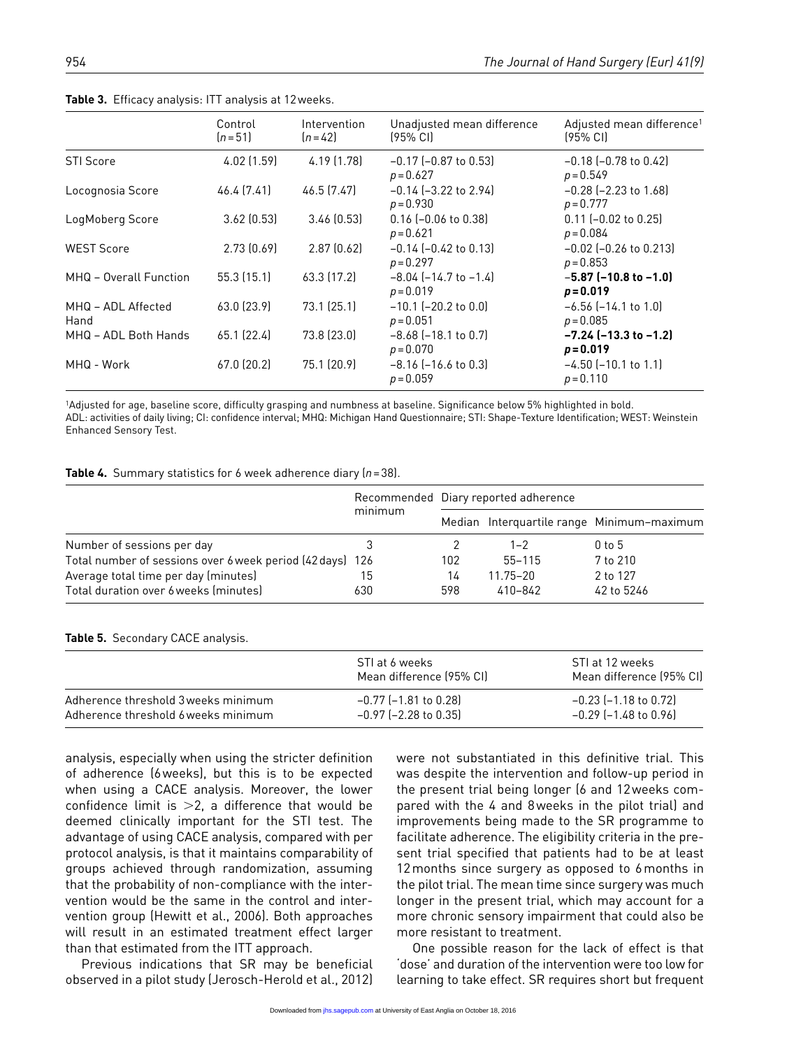**Table 3.** Efficacy analysis: ITT analysis at 12 weeks.

| | Control (n = 51) | Intervention (n = 42) | Unadjusted mean difference (95% CI) | Adjusted mean difference[1] (95% CI) |
|---|---|---|---|---|
| STI Score | 4.02 (1.59) | 4.19 (1.78) | −0.17 (−0.87 to 0.53) $p = 0.627$ | −0.18 (−0.78 to 0.42) $p = 0.549$ |
| Locognosia Score | 46.4 (7.41) | 46.5 (7.47) | −0.14 (−3.22 to 2.94) $p = 0.930$ | −0.28 (−2.23 to 1.68) $p = 0.777$ |
| LogMoberg Score | 3.62 (0.53) | 3.46 (0.53) | 0.16 (−0.06 to 0.38) $p = 0.621$ | 0.11 (−0.02 to 0.25) $p = 0.084$ |
| WEST Score | 2.73 (0.69) | 2.87 (0.62) | −0.14 (−0.42 to 0.13) $p = 0.297$ | −0.02 (−0.26 to 0.213) $p = 0.853$ |
| MHQ – Overall Function | 55.3 (15.1) | 63.3 (17.2) | −8.04 (−14.7 to −1.4) $p = 0.019$ | **−5.87 (−10.8 to −1.0) $p = 0.019$** |
| MHQ – ADL Affected Hand | 63.0 (23.9) | 73.1 (25.1) | −10.1 (−20.2 to 0.0) $p = 0.051$ | −6.56 (−14.1 to 1.0) $p = 0.085$ |
| MHQ – ADL Both Hands | 65.1 (22.4) | 73.8 (23.0) | −8.68 (−18.1 to 0.7) $p = 0.070$ | **−7.24 (−13.3 to −1.2) $p = 0.019$** |
| MHQ - Work | 67.0 (20.2) | 75.1 (20.9) | −8.16 (−16.6 to 0.3) $p = 0.059$ | −4.50 (−10.1 to 1.1) $p = 0.110$ |

[1]Adjusted for age, baseline score, difficulty grasping and numbness at baseline. Significance below 5% highlighted in bold.
ADL: activities of daily living; CI: confidence interval; MHQ: Michigan Hand Questionnaire; STI: Shape-Texture Identification; WEST: Weinstein Enhanced Sensory Test.

**Table 4.** Summary statistics for 6 week adherence diary (n = 38).

| | Recommended minimum | Diary reported adherence | | |
|---|---|---|---|---|
| | | Median | Interquartile range | Minimum–maximum |
| Number of sessions per day | 3 | 2 | 1–2 | 0 to 5 |
| Total number of sessions over 6 week period (42 days) | 126 | 102 | 55–115 | 7 to 210 |
| Average total time per day (minutes) | 15 | 14 | 11.75–20 | 2 to 127 |
| Total duration over 6 weeks (minutes) | 630 | 598 | 410–842 | 42 to 5246 |

**Table 5.** Secondary CACE analysis.

| | STI at 6 weeks Mean difference (95% CI) | STI at 12 weeks Mean difference (95% CI) |
|---|---|---|
| Adherence threshold 3 weeks minimum | −0.77 (−1.81 to 0.28) | −0.23 (−1.18 to 0.72) |
| Adherence threshold 6 weeks minimum | −0.97 (−2.28 to 0.35) | −0.29 (−1.48 to 0.96) |

analysis, especially when using the stricter definition of adherence (6 weeks), but this is to be expected when using a CACE analysis. Moreover, the lower confidence limit is >2, a difference that would be deemed clinically important for the STI test. The advantage of using CACE analysis, compared with per protocol analysis, is that it maintains comparability of groups achieved through randomization, assuming that the probability of non-compliance with the intervention would be the same in the control and intervention group (Hewitt et al., 2006). Both approaches will result in an estimated treatment effect larger than that estimated from the ITT approach.

Previous indications that SR may be beneficial observed in a pilot study (Jerosch-Herold et al., 2012) were not substantiated in this definitive trial. This was despite the intervention and follow-up period in the present trial being longer (6 and 12 weeks compared with the 4 and 8 weeks in the pilot trial) and improvements being made to the SR programme to facilitate adherence. The eligibility criteria in the present trial specified that patients had to be at least 12 months since surgery as opposed to 6 months in the pilot trial. The mean time since surgery was much longer in the present trial, which may account for a more chronic sensory impairment that could also be more resistant to treatment.

One possible reason for the lack of effect is that 'dose' and duration of the intervention were too low for learning to take effect. SR requires short but frequent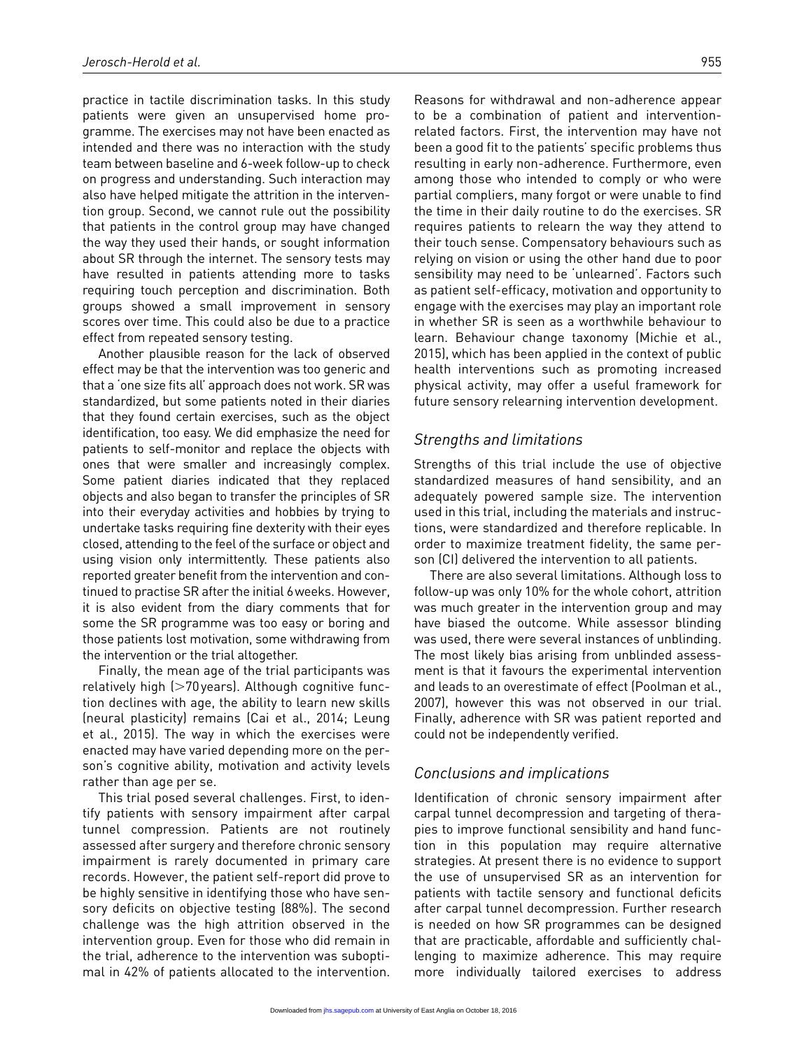practice in tactile discrimination tasks. In this study patients were given an unsupervised home programme. The exercises may not have been enacted as intended and there was no interaction with the study team between baseline and 6-week follow-up to check on progress and understanding. Such interaction may also have helped mitigate the attrition in the intervention group. Second, we cannot rule out the possibility that patients in the control group may have changed the way they used their hands, or sought information about SR through the internet. The sensory tests may have resulted in patients attending more to tasks requiring touch perception and discrimination. Both groups showed a small improvement in sensory scores over time. This could also be due to a practice effect from repeated sensory testing.

Another plausible reason for the lack of observed effect may be that the intervention was too generic and that a 'one size fits all' approach does not work. SR was standardized, but some patients noted in their diaries that they found certain exercises, such as the object identification, too easy. We did emphasize the need for patients to self-monitor and replace the objects with ones that were smaller and increasingly complex. Some patient diaries indicated that they replaced objects and also began to transfer the principles of SR into their everyday activities and hobbies by trying to undertake tasks requiring fine dexterity with their eyes closed, attending to the feel of the surface or object and using vision only intermittently. These patients also reported greater benefit from the intervention and continued to practise SR after the initial 6 weeks. However, it is also evident from the diary comments that for some the SR programme was too easy or boring and those patients lost motivation, some withdrawing from the intervention or the trial altogether.

Finally, the mean age of the trial participants was relatively high (>70 years). Although cognitive function declines with age, the ability to learn new skills (neural plasticity) remains (Cai et al., 2014; Leung et al., 2015). The way in which the exercises were enacted may have varied depending more on the person's cognitive ability, motivation and activity levels rather than age per se.

This trial posed several challenges. First, to identify patients with sensory impairment after carpal tunnel compression. Patients are not routinely assessed after surgery and therefore chronic sensory impairment is rarely documented in primary care records. However, the patient self-report did prove to be highly sensitive in identifying those who have sensory deficits on objective testing (88%). The second challenge was the high attrition observed in the intervention group. Even for those who did remain in the trial, adherence to the intervention was suboptimal in 42% of patients allocated to the intervention. Reasons for withdrawal and non-adherence appear to be a combination of patient and intervention-related factors. First, the intervention may have not been a good fit to the patients' specific problems thus resulting in early non-adherence. Furthermore, even among those who intended to comply or who were partial compliers, many forgot or were unable to find the time in their daily routine to do the exercises. SR requires patients to relearn the way they attend to their touch sense. Compensatory behaviours such as relying on vision or using the other hand due to poor sensibility may need to be 'unlearned'. Factors such as patient self-efficacy, motivation and opportunity to engage with the exercises may play an important role in whether SR is seen as a worthwhile behaviour to learn. Behaviour change taxonomy (Michie et al., 2015), which has been applied in the context of public health interventions such as promoting increased physical activity, may offer a useful framework for future sensory relearning intervention development.

## *Strengths and limitations*

Strengths of this trial include the use of objective standardized measures of hand sensibility, and an adequately powered sample size. The intervention used in this trial, including the materials and instructions, were standardized and therefore replicable. In order to maximize treatment fidelity, the same person (CI) delivered the intervention to all patients.

There are also several limitations. Although loss to follow-up was only 10% for the whole cohort, attrition was much greater in the intervention group and may have biased the outcome. While assessor blinding was used, there were several instances of unblinding. The most likely bias arising from unblinded assessment is that it favours the experimental intervention and leads to an overestimate of effect (Poolman et al., 2007), however this was not observed in our trial. Finally, adherence with SR was patient reported and could not be independently verified.

## *Conclusions and implications*

Identification of chronic sensory impairment after carpal tunnel decompression and targeting of therapies to improve functional sensibility and hand function in this population may require alternative strategies. At present there is no evidence to support the use of unsupervised SR as an intervention for patients with tactile sensory and functional deficits after carpal tunnel decompression. Further research is needed on how SR programmes can be designed that are practicable, affordable and sufficiently challenging to maximize adherence. This may require more individually tailored exercises to address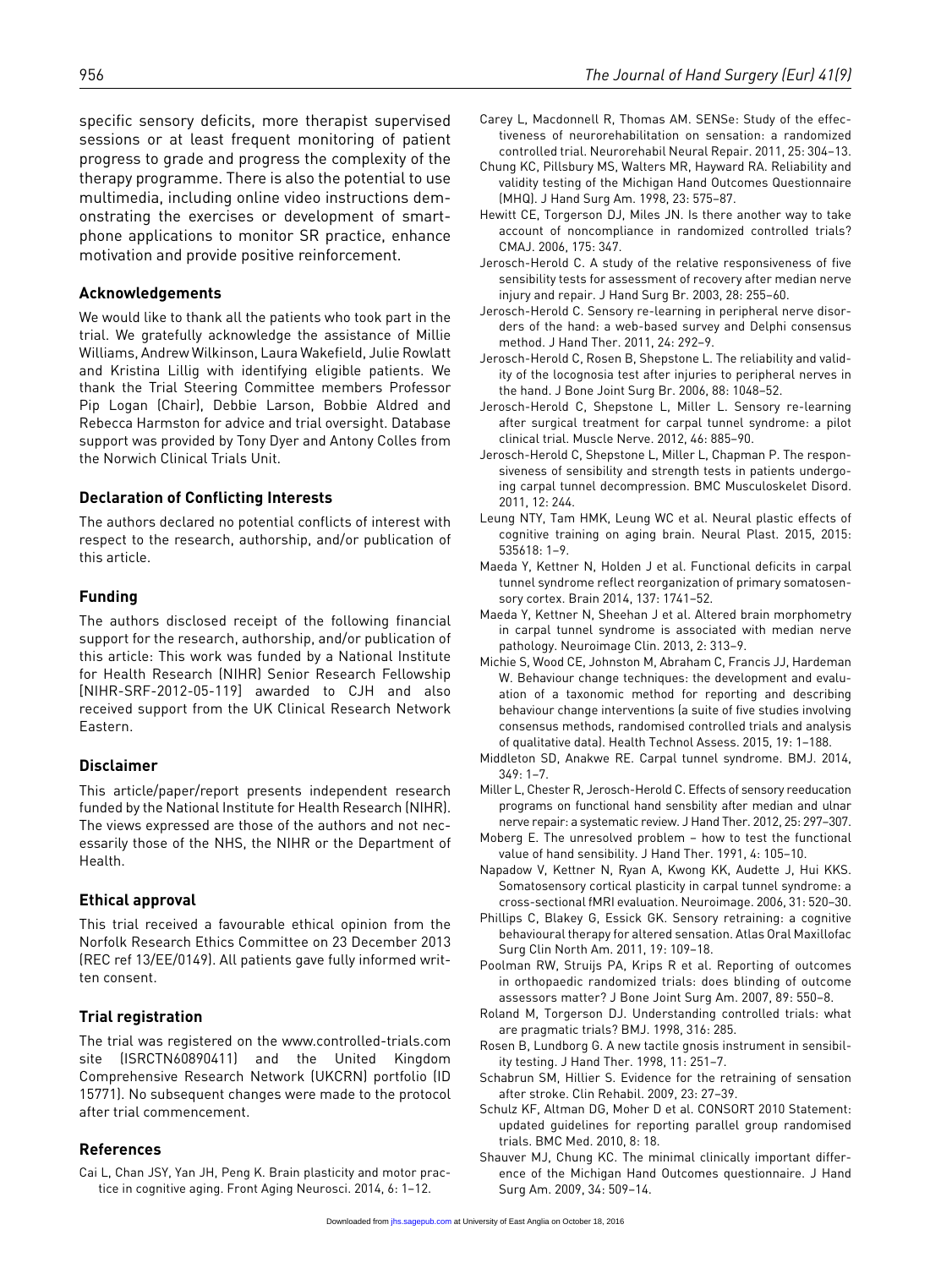specific sensory deficits, more therapist supervised sessions or at least frequent monitoring of patient progress to grade and progress the complexity of the therapy programme. There is also the potential to use multimedia, including online video instructions demonstrating the exercises or development of smartphone applications to monitor SR practice, enhance motivation and provide positive reinforcement.

## Acknowledgements

We would like to thank all the patients who took part in the trial. We gratefully acknowledge the assistance of Millie Williams, Andrew Wilkinson, Laura Wakefield, Julie Rowlatt and Kristina Lillig with identifying eligible patients. We thank the Trial Steering Committee members Professor Pip Logan (Chair), Debbie Larson, Bobbie Aldred and Rebecca Harmston for advice and trial oversight. Database support was provided by Tony Dyer and Antony Colles from the Norwich Clinical Trials Unit.

## Declaration of Conflicting Interests

The authors declared no potential conflicts of interest with respect to the research, authorship, and/or publication of this article.

## Funding

The authors disclosed receipt of the following financial support for the research, authorship, and/or publication of this article: This work was funded by a National Institute for Health Research (NIHR) Senior Research Fellowship [NIHR-SRF-2012-05-119] awarded to CJH and also received support from the UK Clinical Research Network Eastern.

## Disclaimer

This article/paper/report presents independent research funded by the National Institute for Health Research (NIHR). The views expressed are those of the authors and not necessarily those of the NHS, the NIHR or the Department of Health.

## Ethical approval

This trial received a favourable ethical opinion from the Norfolk Research Ethics Committee on 23 December 2013 (REC ref 13/EE/0149). All patients gave fully informed written consent.

## Trial registration

The trial was registered on the www.controlled-trials.com site (ISRCTN60890411) and the United Kingdom Comprehensive Research Network (UKCRN) portfolio (ID 15771). No subsequent changes were made to the protocol after trial commencement.

## References

Cai L, Chan JSY, Yan JH, Peng K. Brain plasticity and motor practice in cognitive aging. Front Aging Neurosci. 2014, 6: 1–12.

Carey L, Macdonnell R, Thomas AM. SENSe: Study of the effectiveness of neurorehabilitation on sensation: a randomized controlled trial. Neurorehabil Neural Repair. 2011, 25: 304–13.

Chung KC, Pillsbury MS, Walters MR, Hayward RA. Reliability and validity testing of the Michigan Hand Outcomes Questionnaire (MHQ). J Hand Surg Am. 1998, 23: 575–87.

Hewitt CE, Torgerson DJ, Miles JN. Is there another way to take account of noncompliance in randomized controlled trials? CMAJ. 2006, 175: 347.

Jerosch-Herold C. A study of the relative responsiveness of five sensibility tests for assessment of recovery after median nerve injury and repair. J Hand Surg Br. 2003, 28: 255–60.

Jerosch-Herold C. Sensory re-learning in peripheral nerve disorders of the hand: a web-based survey and Delphi consensus method. J Hand Ther. 2011, 24: 292–9.

Jerosch-Herold C, Rosen B, Shepstone L. The reliability and validity of the locognosia test after injuries to peripheral nerves in the hand. J Bone Joint Surg Br. 2006, 88: 1048–52.

Jerosch-Herold C, Shepstone L, Miller L. Sensory re-learning after surgical treatment for carpal tunnel syndrome: a pilot clinical trial. Muscle Nerve. 2012, 46: 885–90.

Jerosch-Herold C, Shepstone L, Miller L, Chapman P. The responsiveness of sensibility and strength tests in patients undergoing carpal tunnel decompression. BMC Musculoskelet Disord. 2011, 12: 244.

Leung NTY, Tam HMK, Leung WC et al. Neural plastic effects of cognitive training on aging brain. Neural Plast. 2015, 2015: 535618: 1–9.

Maeda Y, Kettner N, Holden J et al. Functional deficits in carpal tunnel syndrome reflect reorganization of primary somatosensory cortex. Brain 2014, 137: 1741–52.

Maeda Y, Kettner N, Sheehan J et al. Altered brain morphometry in carpal tunnel syndrome is associated with median nerve pathology. Neuroimage Clin. 2013, 2: 313–9.

Michie S, Wood CE, Johnston M, Abraham C, Francis JJ, Hardeman W. Behaviour change techniques: the development and evaluation of a taxonomic method for reporting and describing behaviour change interventions (a suite of five studies involving consensus methods, randomised controlled trials and analysis of qualitative data). Health Technol Assess. 2015, 19: 1–188.

Middleton SD, Anakwe RE. Carpal tunnel syndrome. BMJ. 2014, 349: 1–7.

Miller L, Chester R, Jerosch-Herold C. Effects of sensory reeducation programs on functional hand sensbility after median and ulnar nerve repair: a systematic review. J Hand Ther. 2012, 25: 297–307.

Moberg E. The unresolved problem – how to test the functional value of hand sensibility. J Hand Ther. 1991, 4: 105–10.

Napadow V, Kettner N, Ryan A, Kwong KK, Audette J, Hui KKS. Somatosensory cortical plasticity in carpal tunnel syndrome: a cross-sectional fMRI evaluation. Neuroimage. 2006, 31: 520–30.

Phillips C, Blakey G, Essick GK. Sensory retraining: a cognitive behavioural therapy for altered sensation. Atlas Oral Maxillofac Surg Clin North Am. 2011, 19: 109–18.

Poolman RW, Struijs PA, Krips R et al. Reporting of outcomes in orthopaedic randomized trials: does blinding of outcome assessors matter? J Bone Joint Surg Am. 2007, 89: 550–8.

Roland M, Torgerson DJ. Understanding controlled trials: what are pragmatic trials? BMJ. 1998, 316: 285.

Rosen B, Lundborg G. A new tactile gnosis instrument in sensibility testing. J Hand Ther. 1998, 11: 251–7.

Schabrun SM, Hillier S. Evidence for the retraining of sensation after stroke. Clin Rehabil. 2009, 23: 27–39.

Schulz KF, Altman DG, Moher D et al. CONSORT 2010 Statement: updated guidelines for reporting parallel group randomised trials. BMC Med. 2010, 8: 18.

Shauver MJ, Chung KC. The minimal clinically important difference of the Michigan Hand Outcomes questionnaire. J Hand Surg Am. 2009, 34: 509–14.